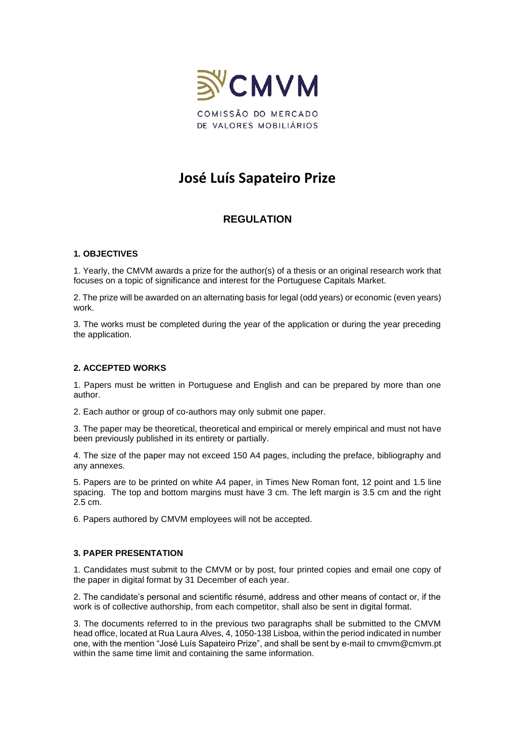CMVM

COMISSÃO DO MERCADO DE VALORES MOBILIÁRIOS

# José Luís Sapateiro Prize

## REGULATION

### 1. OBJECTIVES

1. Yearly, the CMVM awards a prize for the author(s) of a thesis or an original research work that focuses on a topic of significance and interest for the Portuguese Capitals Market.

2. The prize will be awarded on an alternating basis for legal (odd years) or economic (even years) work.

3. The works must be completed during the year of the application or during the year preceding the application.

### 2. ACCEPTED WORKS

1. Papers must be written in Portuguese and English and can be prepared by more than one author.

2. Each author or group of co-authors may only submit one paper.

3. The paper may be theoretical, theoretical and empirical or merely empirical and must not have been previously published in its entirety or partially.

4. The size of the paper may not exceed 150 A4 pages, including the preface, bibliography and any annexes.

5. Papers are to be printed on white A4 paper, in Times New Roman font, 12 point and 1.5 line spacing. The top and bottom margins must have 3 cm. The left margin is 3.5 cm and the right 2.5 cm.

6. Papers authored by CMVM employees will not be accepted.

### 3. PAPER PRESENTATION

1. Candidates must submit to the CMVM or by post, four printed copies and email one copy of the paper in digital format by 31 December of each year.

2. The candidate's personal and scientific résumé, address and other means of contact or, if the work is of collective authorship, from each competitor, shall also be sent in digital format.

3. The documents referred to in the previous two paragraphs shall be submitted to the CMVM head office, located at Rua Laura Alves, 4, 1050-138 Lisboa, within the period indicated in number one, with the mention "José Luís Sapateiro Prize", and shall be sent by e-mail to cmvm@cmvm.pt within the same time limit and containing the same information.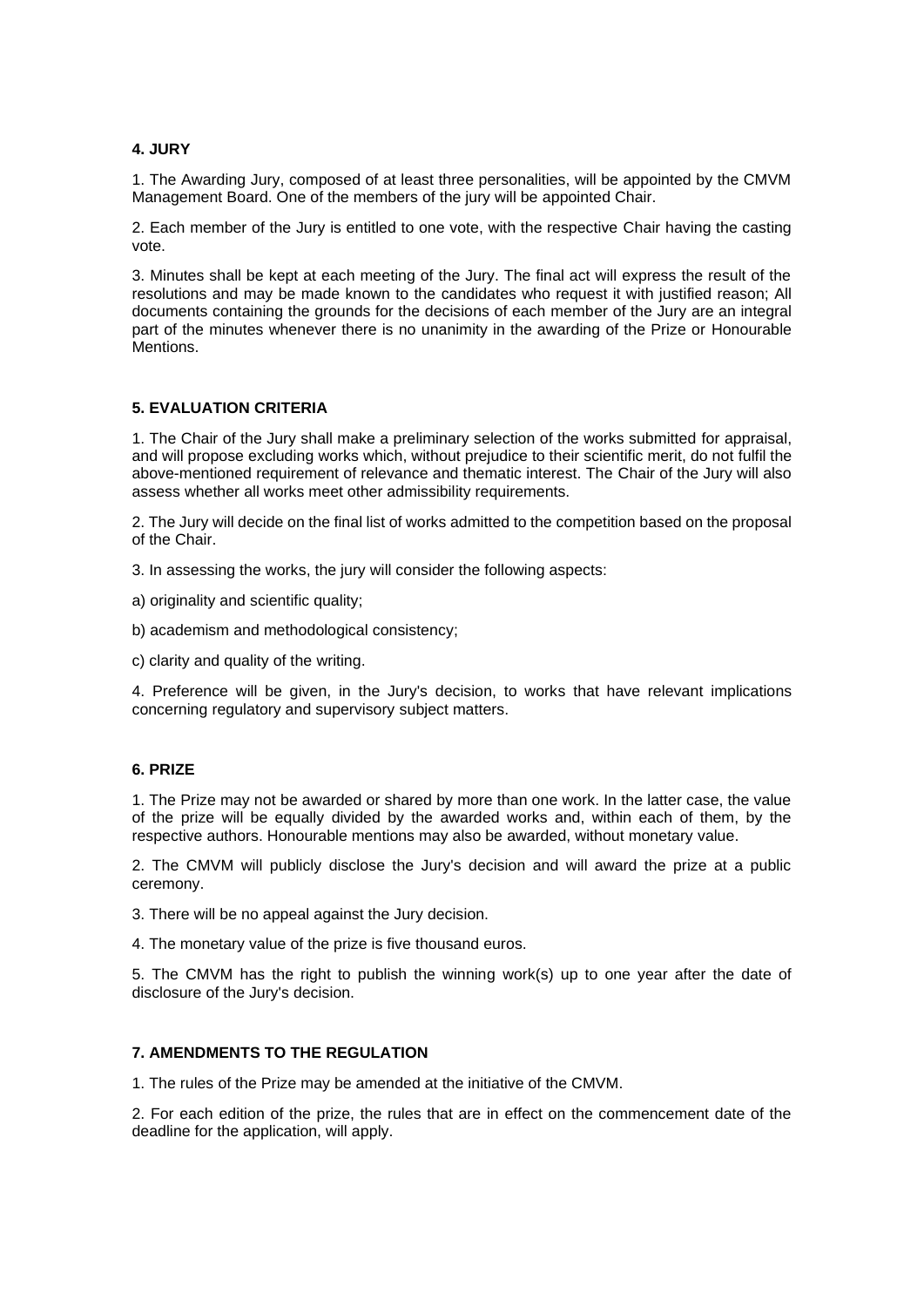## 4. JURY

1. The Awarding Jury, composed of at least three personalities, will be appointed by the CMVM Management Board. One of the members of the jury will be appointed Chair.

2. Each member of the Jury is entitled to one vote, with the respective Chair having the casting vote.

3. Minutes shall be kept at each meeting of the Jury. The final act will express the result of the resolutions and may be made known to the candidates who request it with justified reason; All documents containing the grounds for the decisions of each member of the Jury are an integral part of the minutes whenever there is no unanimity in the awarding of the Prize or Honourable Mentions.

## 5. EVALUATION CRITERIA

1. The Chair of the Jury shall make a preliminary selection of the works submitted for appraisal, and will propose excluding works which, without prejudice to their scientific merit, do not fulfil the above-mentioned requirement of relevance and thematic interest. The Chair of the Jury will also assess whether all works meet other admissibility requirements.

2. The Jury will decide on the final list of works admitted to the competition based on the proposal of the Chair.

3. In assessing the works, the jury will consider the following aspects:

a) originality and scientific quality;

b) academism and methodological consistency;

c) clarity and quality of the writing.

4. Preference will be given, in the Jury's decision, to works that have relevant implications concerning regulatory and supervisory subject matters.

## 6. PRIZE

1. The Prize may not be awarded or shared by more than one work. In the latter case, the value of the prize will be equally divided by the awarded works and, within each of them, by the respective authors. Honourable mentions may also be awarded, without monetary value.

2. The CMVM will publicly disclose the Jury's decision and will award the prize at a public ceremony.

3. There will be no appeal against the Jury decision.

4. The monetary value of the prize is five thousand euros.

5. The CMVM has the right to publish the winning work(s) up to one year after the date of disclosure of the Jury's decision.

## 7. AMENDMENTS TO THE REGULATION

1. The rules of the Prize may be amended at the initiative of the CMVM.

2. For each edition of the prize, the rules that are in effect on the commencement date of the deadline for the application, will apply.